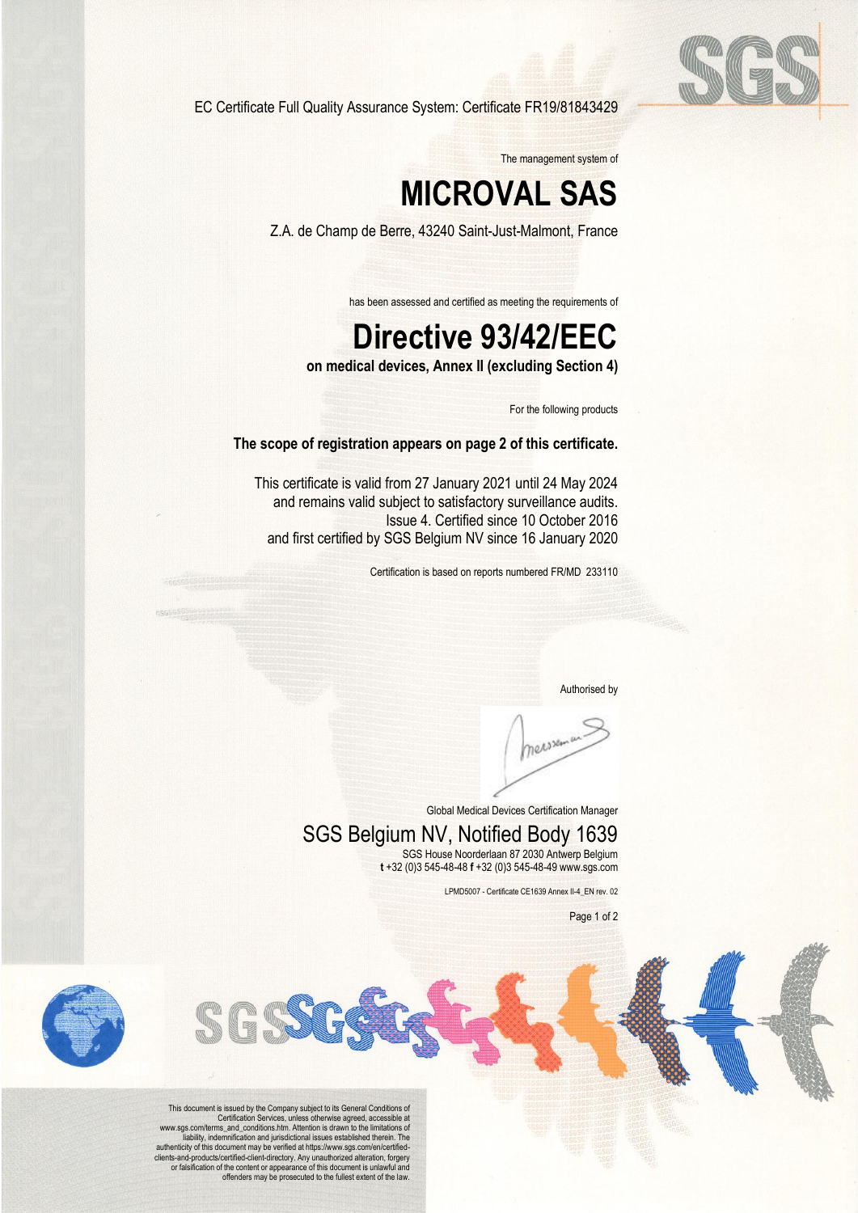EC Certificate Full Quality Assurance System: Certificate FR19/81843429

The management system of

# MICROVAL SAS

Z.A. de Champ de Berre, 43240 Saint-Just-Malmont, France

has been assessed and certified as meeting the requirements of

# Directive 93/42/EEC

**on medical devices, Annex II (excluding Section 4)**

For the following products

**The scope of registration appears on page 2 of this certificate.**

This certificate is valid from 27 January 2021 until 24 May 2024
and remains valid subject to satisfactory surveillance audits.
Issue 4. Certified since 10 October 2016
and first certified by SGS Belgium NV since 16 January 2020

Certification is based on reports numbered FR/MD 233110

Authorised by

Global Medical Devices Certification Manager

## SGS Belgium NV, Notified Body 1639

SGS House Noorderlaan 87 2030 Antwerp Belgium
**t** +32 (0)3 545-48-48 **f** +32 (0)3 545-48-49 www.sgs.com

LPMD5007 - Certificate CE1639 Annex II-4_EN rev. 02

This document is issued by the Company subject to its General Conditions of Certification Services, unless otherwise agreed, accessible at www.sgs.com/terms_and_conditions.htm. Attention is drawn to the limitations of liability, indemnification and jurisdictional issues established therein. The authenticity of this document may be verified at https://www.sgs.com/en/certified-clients-and-products/certified-client-directory. Any unauthorized alteration, forgery or falsification of the content or appearance of this document is unlawful and offenders may be prosecuted to the fullest extent of the law.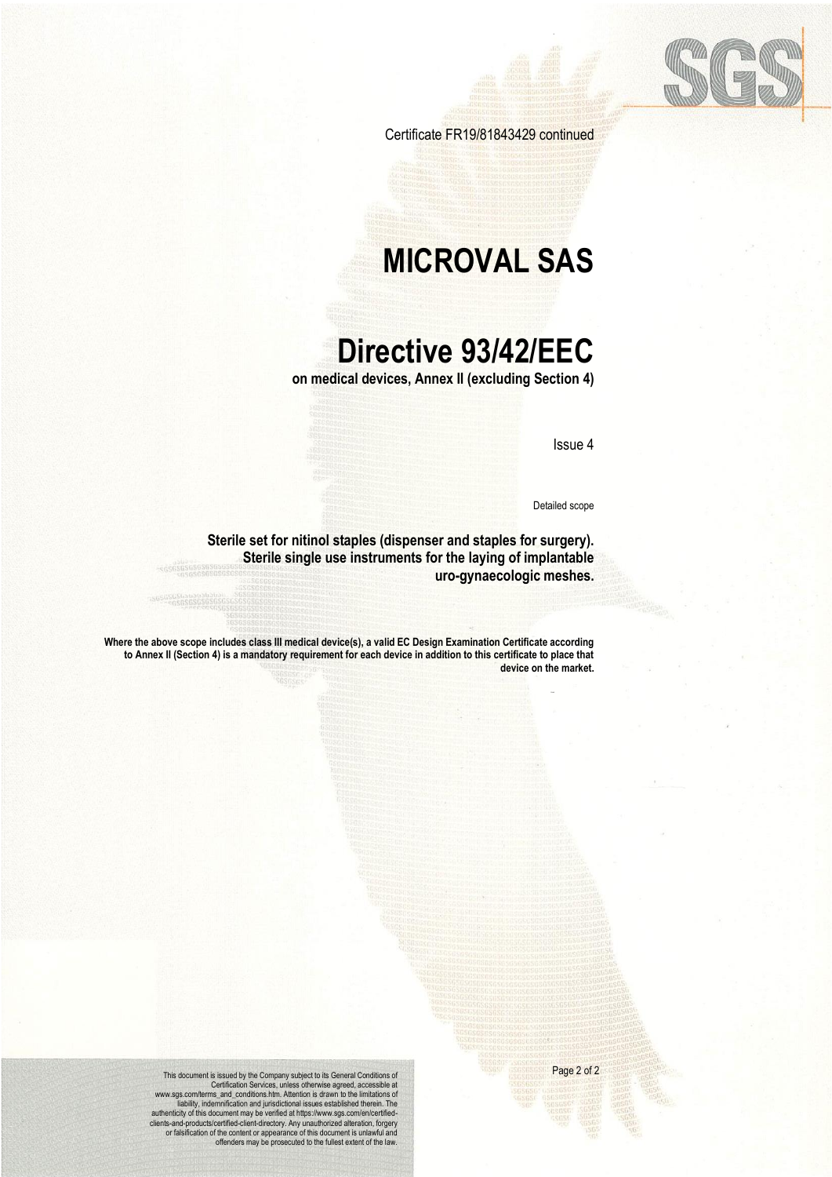Certificate FR19/81843429 continued

# MICROVAL SAS

# Directive 93/42/EEC

**on medical devices, Annex II (excluding Section 4)**

Issue 4

Detailed scope

**Sterile set for nitinol staples (dispenser and staples for surgery). Sterile single use instruments for the laying of implantable uro-gynaecologic meshes.**

**Where the above scope includes class III medical device(s), a valid EC Design Examination Certificate according to Annex II (Section 4) is a mandatory requirement for each device in addition to this certificate to place that device on the market.**

This document is issued by the Company subject to its General Conditions of Certification Services, unless otherwise agreed, accessible at www.sgs.com/terms_and_conditions.htm. Attention is drawn to the limitations of liability, indemnification and jurisdictional issues established therein. The authenticity of this document may be verified at https://www.sgs.com/en/certified-clients-and-products/certified-client-directory. Any unauthorized alteration, forgery or falsification of the content or appearance of this document is unlawful and offenders may be prosecuted to the fullest extent of the law.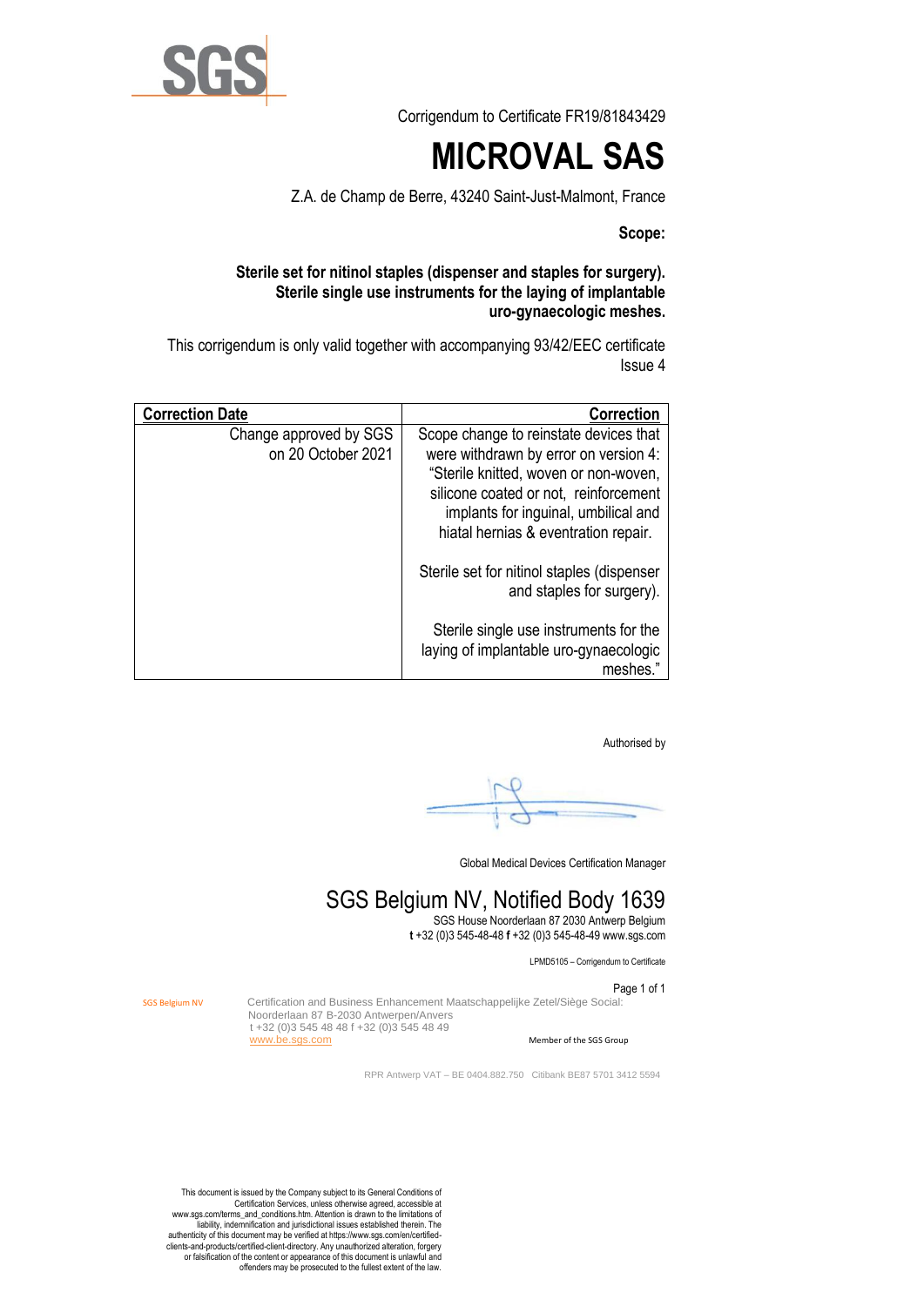Corrigendum to Certificate FR19/81843429

# MICROVAL SAS

Z.A. de Champ de Berre, 43240 Saint-Just-Malmont, France

**Scope:**

**Sterile set for nitinol staples (dispenser and staples for surgery). Sterile single use instruments for the laying of implantable uro-gynaecologic meshes.**

This corrigendum is only valid together with accompanying 93/42/EEC certificate Issue 4

| **Correction Date** | **Correction** |
|---|---|
| Change approved by SGS on 20 October 2021 | Scope change to reinstate devices that were withdrawn by error on version 4: "Sterile knitted, woven or non-woven, silicone coated or not, reinforcement implants for inguinal, umbilical and hiatal hernias & eventration repair.<br><br>Sterile set for nitinol staples (dispenser and staples for surgery).<br><br>Sterile single use instruments for the laying of implantable uro-gynaecologic meshes." |

Authorised by

Global Medical Devices Certification Manager

## SGS Belgium NV, Notified Body 1639

SGS House Noorderlaan 87 2030 Antwerp Belgium
**t** +32 (0)3 545-48-48 **f** +32 (0)3 545-48-49 www.sgs.com

LPMD5105 – Corrigendum to Certificate

SGS Belgium NV

Certification and Business Enhancement Maatschappelijke Zetel/Siège Social:
Noorderlaan 87 B-2030 Antwerpen/Anvers
t +32 (0)3 545 48 48 f +32 (0)3 545 48 49
www.be.sgs.com

Member of the SGS Group

RPR Antwerp VAT – BE 0404.882.750 Citibank BE87 5701 3412 5594

This document is issued by the Company subject to its General Conditions of Certification Services, unless otherwise agreed, accessible at www.sgs.com/terms_and_conditions.htm. Attention is drawn to the limitations of liability, indemnification and jurisdictional issues established therein. The authenticity of this document may be verified at https://www.sgs.com/en/certified-clients-and-products/certified-client-directory. Any unauthorized alteration, forgery or falsification of the content or appearance of this document is unlawful and offenders may be prosecuted to the fullest extent of the law.